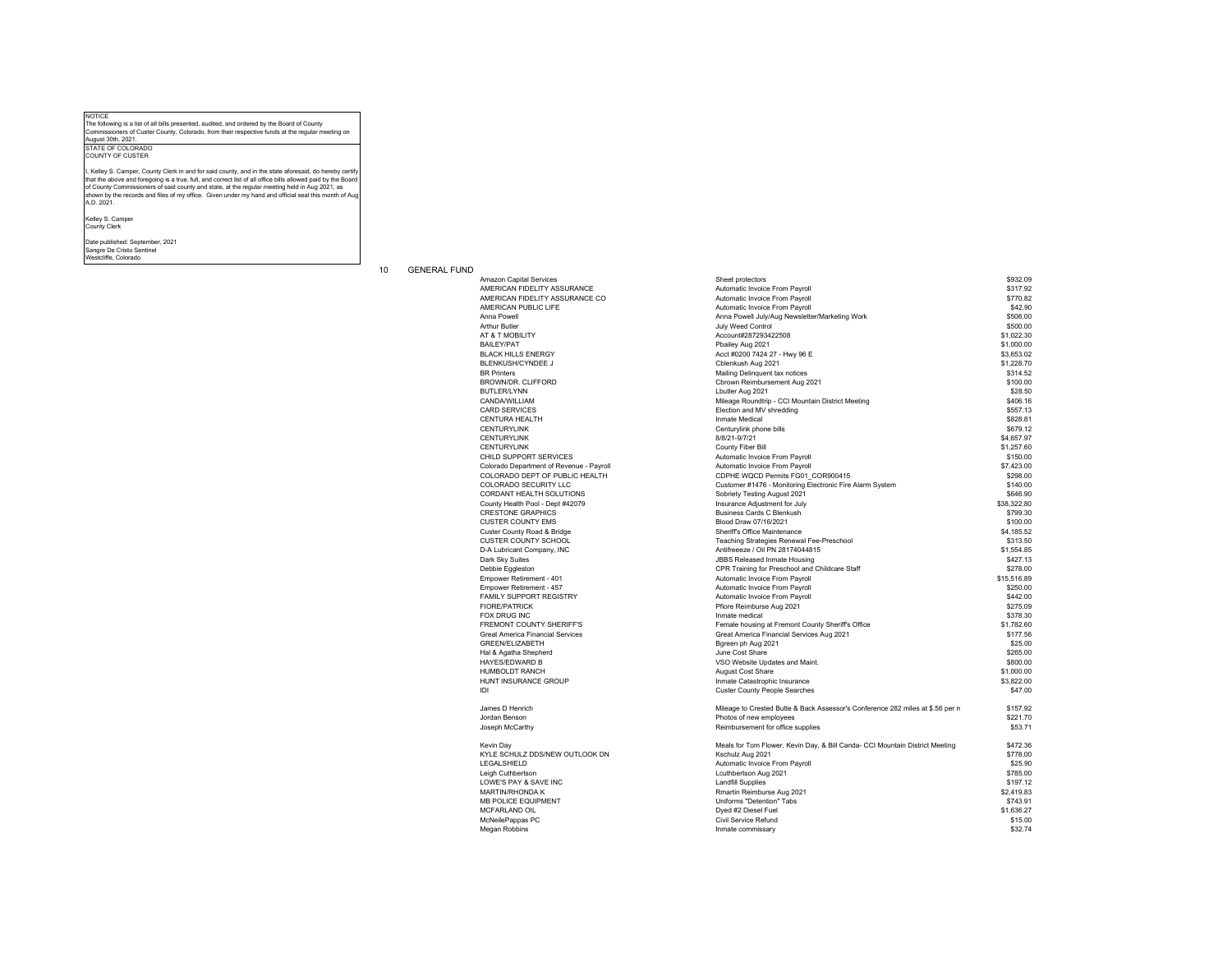NOTICE

The following is a list of all bills presented, audited, and ordered by the Board of County Commissioners of Custer County, Colorado, from their respective funds at the regular meeting on August 30th, 2021.

STATE OF COLORADO
COUNTY OF CUSTER

I, Kelley S. Camper, County Clerk in and for said county, and in the state aforesaid, do hereby certify that the above and foregoing is a true, full, and correct list of all office bills allowed paid by the Board of County Commissioners of said county and state, at the regular meeting held in Aug 2021, as shown by the records and files of my office. Given under my hand and official seal this month of Aug A.D. 2021.

Kelley S. Camper
County Clerk

Date published: September, 2021
Sangre De Cristo Sentinel
Westcliffe, Colorado

## 10 GENERAL FUND

| Vendor | Description | Amount |
|---|---|---|
| Amazon Capital Services | Sheet protectors | $932.09 |
| AMERICAN FIDELITY ASSURANCE | Automatic Invoice From Payroll | $317.92 |
| AMERICAN FIDELITY ASSURANCE CO | Automatic Invoice From Payroll | $770.82 |
| AMERICAN PUBLIC LIFE | Automatic Invoice From Payroll | $42.90 |
| Anna Powell | Anna Powell July/Aug Newsletter/Marketing Work | $506.00 |
| Arthur Butler | July Weed Control | $500.00 |
| AT & T MOBILITY | Account#287293422508 | $1,022.30 |
| BAILEY/PAT | Pbailey Aug 2021 | $1,000.00 |
| BLACK HILLS ENERGY | Acct #0200 7424 27 - Hwy 96 E | $3,653.02 |
| BLENKUSH/CYNDEE J | Cblenkush Aug 2021 | $1,228.70 |
| BR Printers | Mailing Delinquent tax notices | $314.52 |
| BROWN/DR. CLIFFORD | Cbrown Reimbursement Aug 2021 | $100.00 |
| BUTLER/LYNN | Lbutler Aug 2021 | $28.50 |
| CANDA/WILLIAM | Mileage Roundtrip - CCI Mountain District Meeting | $406.16 |
| CARD SERVICES | Election and MV shredding | $557.13 |
| CENTURA HEALTH | Inmate Medical | $828.81 |
| CENTURYLINK | Centurylink phone bills | $679.12 |
| CENTURYLINK | 8/8/21-9/7/21 | $4,657.97 |
| CENTURYLINK | County Fiber Bill | $1,257.60 |
| CHILD SUPPORT SERVICES | Automatic Invoice From Payroll | $150.00 |
| Colorado Department of Revenue - Payroll | Automatic Invoice From Payroll | $7,423.00 |
| COLORADO DEPT OF PUBLIC HEALTH | CDPHE WQCD Permits FG01_COR900415 | $298.00 |
| COLORADO SECURITY LLC | Customer #1476 - Monitoring Electronic Fire Alarm System | $140.00 |
| CORDANT HEALTH SOLUTIONS | Sobriety Testing August 2021 | $646.90 |
| County Health Pool - Dept #42079 | Insurance Adjustment for July | $38,322.80 |
| CRESTONE GRAPHICS | Business Cards C Blenkush | $799.30 |
| CUSTER COUNTY EMS | Blood Draw 07/16/2021 | $100.00 |
| Custer County Road & Bridge | Sheriff's Office Maintenance | $4,185.52 |
| CUSTER COUNTY SCHOOL | Teaching Strategies Renewal Fee-Preschool | $313.50 |
| D-A Lubricant Company, INC | Antifreeeze / Oil PN 28174044815 | $1,554.85 |
| Dark Sky Suites | JBBS Released Inmate Housing | $427.13 |
| Debbie Eggleston | CPR Training for Preschool and Childcare Staff | $278.00 |
| Empower Retirement - 401 | Automatic Invoice From Payroll | $15,516.89 |
| Empower Retirement - 457 | Automatic Invoice From Payroll | $250.00 |
| FAMILY SUPPORT REGISTRY | Automatic Invoice From Payroll | $442.00 |
| FIORE/PATRICK | Pfiore Reimburse Aug 2021 | $275.09 |
| FOX DRUG INC | Inmate medical | $378.30 |
| FREMONT COUNTY SHERIFF'S | Female housing at Fremont County Sheriff's Office | $1,782.60 |
| Great America Financial Services | Great America Financial Services Aug 2021 | $177.56 |
| GREEN/ELIZABETH | Bgreen ph Aug 2021 | $25.00 |
| Hal & Agatha Shepherd | June Cost Share | $265.00 |
| HAYES/EDWARD B | VSO Website Updates and Maint. | $800.00 |
| HUMBOLDT RANCH | August Cost Share | $1,000.00 |
| HUNT INSURANCE GROUP | Inmate Catastrophic Insurance | $3,822.00 |
| IDI | Custer County People Searches | $47.00 |
| James D Henrich | Mileage to Crested Butte & Back Assessor's Conference 282 miles at $.56 per n | $157.92 |
| Jordan Benson | Photos of new employees | $221.70 |
| Joseph McCarthy | Reimbursement for office supplies | $53.71 |
| Kevin Day | Meals for Tom Flower, Kevin Day, & Bill Canda- CCI Mountain District Meeting | $472.36 |
| KYLE SCHULZ DDS/NEW OUTLOOK DN | Kschulz Aug 2021 | $778.00 |
| LEGALSHIELD | Automatic Invoice From Payroll | $25.90 |
| Leigh Cuthbertson | Lcuthbertson Aug 2021 | $785.00 |
| LOWE'S PAY & SAVE INC | Landfill Supplies | $197.12 |
| MARTIN/RHONDA K | Rmartin Reimburse Aug 2021 | $2,419.83 |
| MB POLICE EQUIPMENT | Uniforms "Detention" Tabs | $743.91 |
| MCFARLAND OIL | Dyed #2 Diesel Fuel | $1,636.27 |
| McNeilePappas PC | Civil Service Refund | $15.00 |
| Megan Robbins | Inmate commissary | $32.74 |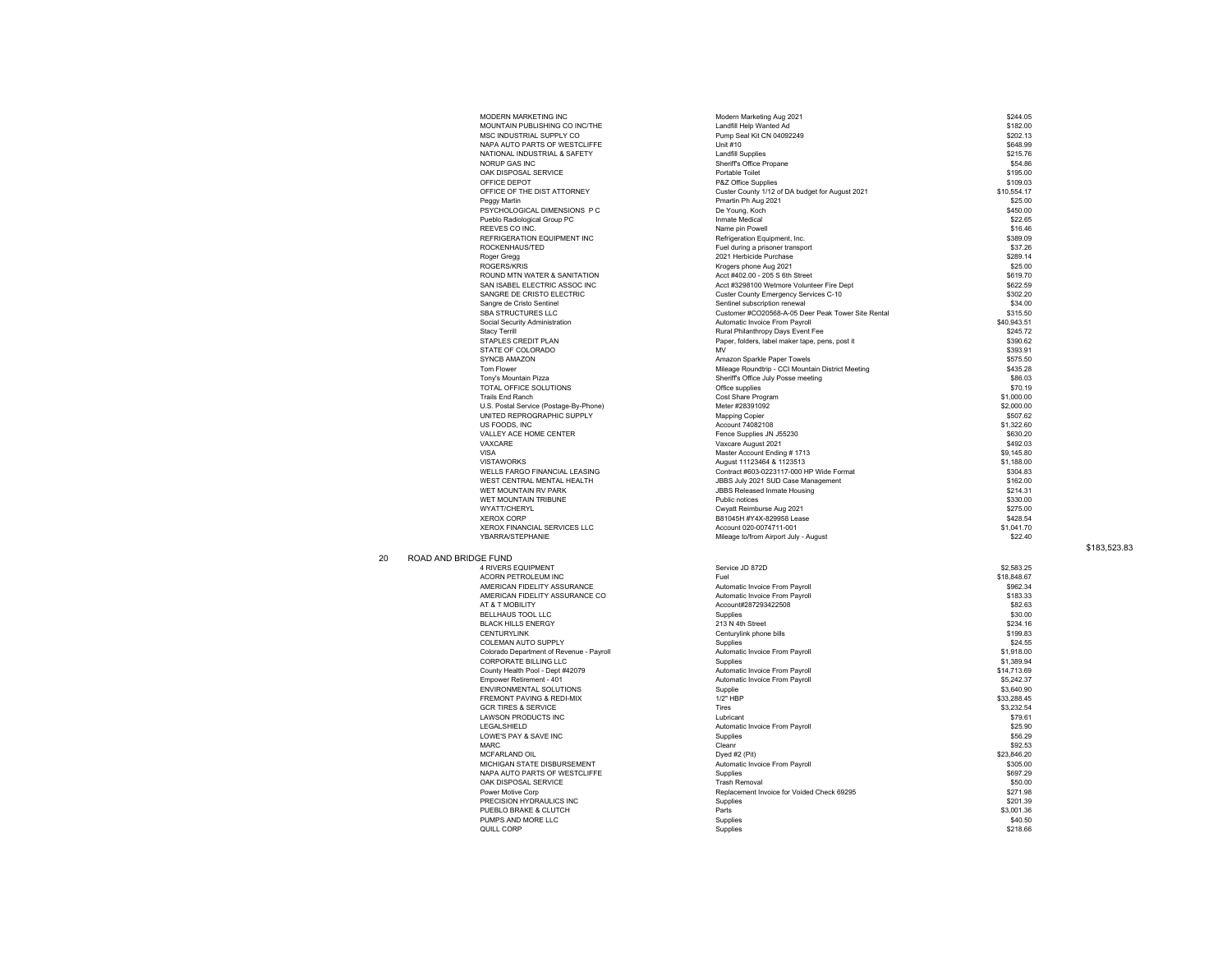| Vendor | Description | Amount | Total |
|---|---|---|---|
| MODERN MARKETING INC | Modern Marketing Aug 2021 | $244.05 | |
| MOUNTAIN PUBLISHING CO INC/THE | Landfill Help Wanted Ad | $182.00 | |
| MSC INDUSTRIAL SUPPLY CO | Pump Seal Kit CN 04092249 | $202.13 | |
| NAPA AUTO PARTS OF WESTCLIFFE | Unit #10 | $648.99 | |
| NATIONAL INDUSTRIAL & SAFETY | Landfill Supplies | $215.76 | |
| NORUP GAS INC | Sheriff's Office Propane | $54.86 | |
| OAK DISPOSAL SERVICE | Portable Toilet | $195.00 | |
| OFFICE DEPOT | P&Z Office Supplies | $109.03 | |
| OFFICE OF THE DIST ATTORNEY | Custer County 1/12 of DA budget for August 2021 | $10,554.17 | |
| Peggy Martin | Pmartin Ph Aug 2021 | $25.00 | |
| PSYCHOLOGICAL DIMENSIONS P C | De Young, Koch | $450.00 | |
| Pueblo Radiological Group PC | Inmate Medical | $22.65 | |
| REEVES CO INC. | Name pin Powell | $16.46 | |
| REFRIGERATION EQUIPMENT INC | Refrigeration Equipment, Inc. | $389.09 | |
| ROCKENHAUS/TED | Fuel during a prisoner transport | $37.26 | |
| Roger Gregg | 2021 Herbicide Purchase | $289.14 | |
| ROGERS/KRIS | Krogers phone Aug 2021 | $25.00 | |
| ROUND MTN WATER & SANITATION | Acct #402.00 - 205 S 6th Street | $619.70 | |
| SAN ISABEL ELECTRIC ASSOC INC | Acct #3298100 Wetmore Volunteer Fire Dept | $622.59 | |
| SANGRE DE CRISTO ELECTRIC | Custer County Emergency Services C-10 | $302.20 | |
| Sangre de Cristo Sentinel | Sentinel subscription renewal | $34.00 | |
| SBA STRUCTURES LLC | Customer #CO20568-A-05 Deer Peak Tower Site Rental | $315.50 | |
| Social Security Administration | Automatic Invoice From Payroll | $40,943.51 | |
| Stacy Terrill | Rural Philanthropy Days Event Fee | $245.72 | |
| STAPLES CREDIT PLAN | Paper, folders, label maker tape, pens, post it | $390.62 | |
| STATE OF COLORADO | MV | $393.91 | |
| SYNCB AMAZON | Amazon Sparkle Paper Towels | $575.50 | |
| Tom Flower | Mileage Roundtrip - CCI Mountain District Meeting | $435.28 | |
| Tony's Mountain Pizza | Sheriff's Office July Posse meeting | $86.03 | |
| TOTAL OFFICE SOLUTIONS | Office supplies | $70.19 | |
| Trails End Ranch | Cost Share Program | $1,000.00 | |
| U.S. Postal Service (Postage-By-Phone) | Meter #28391092 | $2,000.00 | |
| UNITED REPROGRAPHIC SUPPLY | Mapping Copier | $507.62 | |
| US FOODS, INC | Account 74082108 | $1,322.60 | |
| VALLEY ACE HOME CENTER | Fence Supplies JN J55230 | $630.20 | |
| VAXCARE | Vaxcare August 2021 | $492.03 | |
| VISA | Master Account Ending # 1713 | $9,145.80 | |
| VISTAWORKS | August 11123464 & 1123513 | $1,188.00 | |
| WELLS FARGO FINANCIAL LEASING | Contract #603-0223117-000 HP Wide Format | $304.83 | |
| WEST CENTRAL MENTAL HEALTH | JBBS July 2021 SUD Case Management | $162.00 | |
| WET MOUNTAIN RV PARK | JBBS Released Inmate Housing | $214.31 | |
| WET MOUNTAIN TRIBUNE | Public notices | $330.00 | |
| WYATT/CHERYL | Cwyatt Reimburse Aug 2021 | $275.00 | |
| XEROX CORP | B81045H #Y4X-829958 Lease | $428.54 | |
| XEROX FINANCIAL SERVICES LLC | Account 020-0074711-001 | $1,041.70 | |
| YBARRA/STEPHANIE | Mileage to/from Airport July - August | $22.40 | |
| | | | $183,523.83 |

## 20 ROAD AND BRIDGE FUND

| Vendor | Description | Amount |
|---|---|---|
| 4 RIVERS EQUIPMENT | Service JD 872D | $2,583.25 |
| ACORN PETROLEUM INC | Fuel | $18,848.67 |
| AMERICAN FIDELITY ASSURANCE | Automatic Invoice From Payroll | $962.34 |
| AMERICAN FIDELITY ASSURANCE CO | Automatic Invoice From Payroll | $183.33 |
| AT & T MOBILITY | Account#287293422508 | $82.63 |
| BELLHAUS TOOL LLC | Supplies | $30.00 |
| BLACK HILLS ENERGY | 213 N 4th Street | $234.16 |
| CENTURYLINK | Centurylink phone bills | $199.83 |
| COLEMAN AUTO SUPPLY | Supplies | $24.55 |
| Colorado Department of Revenue - Payroll | Automatic Invoice From Payroll | $1,918.00 |
| CORPORATE BILLING LLC | Supplies | $1,389.94 |
| County Health Pool - Dept #42079 | Automatic Invoice From Payroll | $14,713.69 |
| Empower Retirement - 401 | Automatic Invoice From Payroll | $5,242.37 |
| ENVIRONMENTAL SOLUTIONS | Supplie | $3,640.90 |
| FREMONT PAVING & REDI-MIX | 1/2" HBP | $33,288.45 |
| GCR TIRES & SERVICE | Tires | $3,232.54 |
| LAWSON PRODUCTS INC | Lubricant | $79.61 |
| LEGALSHIELD | Automatic Invoice From Payroll | $25.90 |
| LOWE'S PAY & SAVE INC | Supplies | $56.29 |
| MARC | Cleanr | $92.53 |
| MCFARLAND OIL | Dyed #2 (Pit) | $23,846.20 |
| MICHIGAN STATE DISBURSEMENT | Automatic Invoice From Payroll | $305.00 |
| NAPA AUTO PARTS OF WESTCLIFFE | Supplies | $697.29 |
| OAK DISPOSAL SERVICE | Trash Removal | $50.00 |
| Power Motive Corp | Replacement Invoice for Voided Check 69295 | $271.98 |
| PRECISION HYDRAULICS INC | Supplies | $201.39 |
| PUEBLO BRAKE & CLUTCH | Parts | $3,001.36 |
| PUMPS AND MORE LLC | Supplies | $40.50 |
| QUILL CORP | Supplies | $218.66 |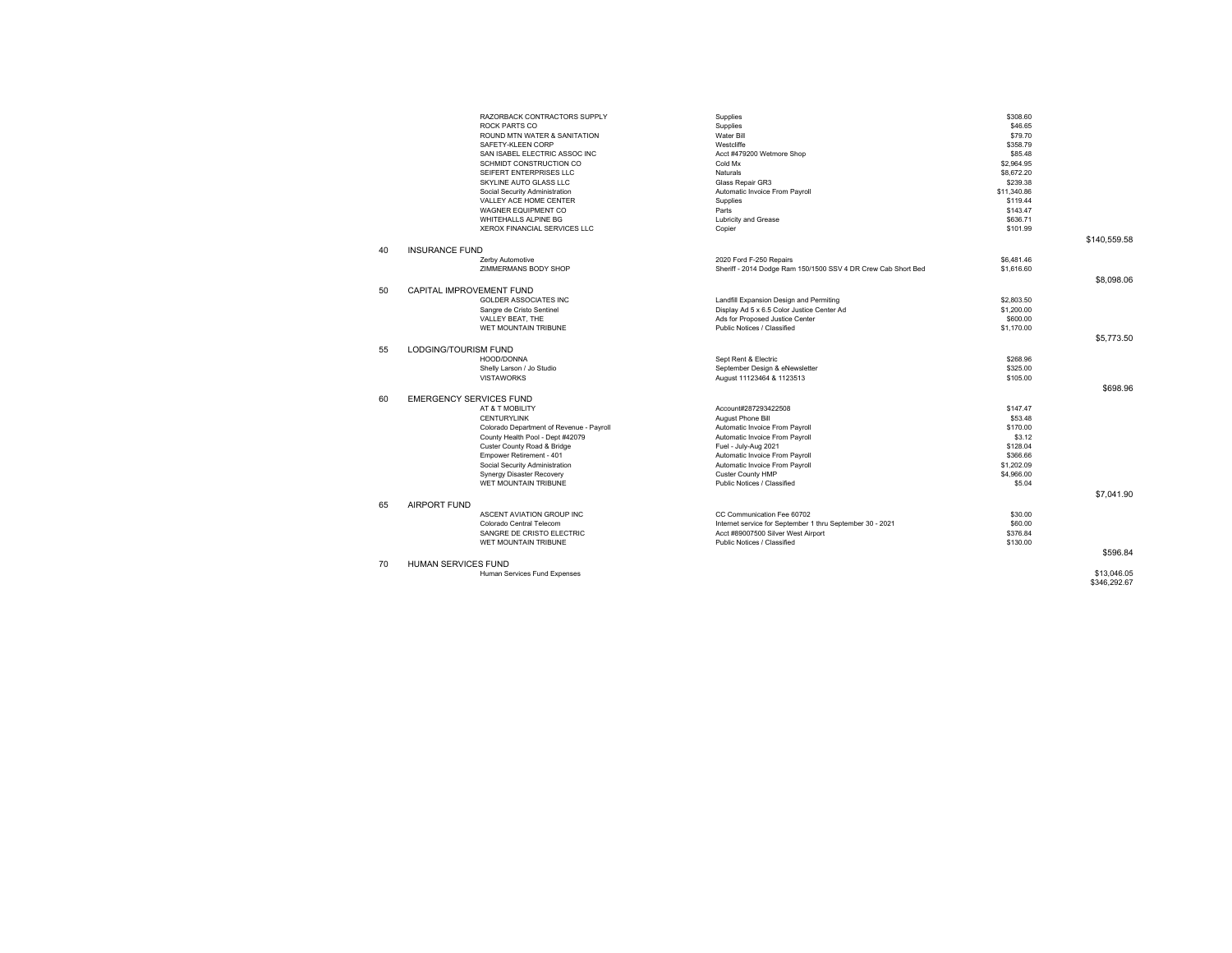| | | | | |
|---|---|---|---|---|
| | RAZORBACK CONTRACTORS SUPPLY | Supplies | $308.60 | |
| | ROCK PARTS CO | Supplies | $46.65 | |
| | ROUND MTN WATER & SANITATION | Water Bill | $79.70 | |
| | SAFETY-KLEEN CORP | Westcliffe | $358.79 | |
| | SAN ISABEL ELECTRIC ASSOC INC | Acct #479200 Wetmore Shop | $85.48 | |
| | SCHMIDT CONSTRUCTION CO | Cold Mx | $2,964.95 | |
| | SEIFERT ENTERPRISES LLC | Naturals | $8,672.20 | |
| | SKYLINE AUTO GLASS LLC | Glass Repair GR3 | $239.38 | |
| | Social Security Administration | Automatic Invoice From Payroll | $11,340.86 | |
| | VALLEY ACE HOME CENTER | Supplies | $119.44 | |
| | WAGNER EQUIPMENT CO | Parts | $143.47 | |
| | WHITEHALLS ALPINE BG | Lubricity and Grease | $636.71 | |
| | XEROX FINANCIAL SERVICES LLC | Copier | $101.99 | |
| | | | | $140,559.58 |
| 40 | INSURANCE FUND | | | |
| | Zerby Automotive | 2020 Ford F-250 Repairs | $6,481.46 | |
| | ZIMMERMANS BODY SHOP | Sheriff - 2014 Dodge Ram 150/1500 SSV 4 DR Crew Cab Short Bed | $1,616.60 | |
| | | | | $8,098.06 |
| 50 | CAPITAL IMPROVEMENT FUND | | | |
| | GOLDER ASSOCIATES INC | Landfill Expansion Design and Permiting | $2,803.50 | |
| | Sangre de Cristo Sentinel | Display Ad 5 x 6.5 Color Justice Center Ad | $1,200.00 | |
| | VALLEY BEAT, THE | Ads for Proposed Justice Center | $600.00 | |
| | WET MOUNTAIN TRIBUNE | Public Notices / Classified | $1,170.00 | |
| | | | | $5,773.50 |
| 55 | LODGING/TOURISM FUND | | | |
| | HOOD/DONNA | Sept Rent & Electric | $268.96 | |
| | Shelly Larson / Jo Studio | September Design & eNewsletter | $325.00 | |
| | VISTAWORKS | August 11123464 & 1123513 | $105.00 | |
| | | | | $698.96 |
| 60 | EMERGENCY SERVICES FUND | | | |
| | AT & T MOBILITY | Account#287293422508 | $147.47 | |
| | CENTURYLINK | August Phone Bill | $53.48 | |
| | Colorado Department of Revenue - Payroll | Automatic Invoice From Payroll | $170.00 | |
| | County Health Pool - Dept #42079 | Automatic Invoice From Payroll | $3.12 | |
| | Custer County Road & Bridge | Fuel - July-Aug 2021 | $128.04 | |
| | Empower Retirement - 401 | Automatic Invoice From Payroll | $366.66 | |
| | Social Security Administration | Automatic Invoice From Payroll | $1,202.09 | |
| | Synergy Disaster Recovery | Custer County HMP | $4,966.00 | |
| | WET MOUNTAIN TRIBUNE | Public Notices / Classified | $5.04 | |
| | | | | $7,041.90 |
| 65 | AIRPORT FUND | | | |
| | ASCENT AVIATION GROUP INC | CC Communication Fee 60702 | $30.00 | |
| | Colorado Central Telecom | Internet service for September 1 thru September 30 - 2021 | $60.00 | |
| | SANGRE DE CRISTO ELECTRIC | Acct #89007500 Silver West Airport | $376.84 | |
| | WET MOUNTAIN TRIBUNE | Public Notices / Classified | $130.00 | |
| | | | | $596.84 |
| 70 | HUMAN SERVICES FUND | | | |
| | Human Services Fund Expenses | | | $13,046.05 |
| | | | | $346,292.67 |